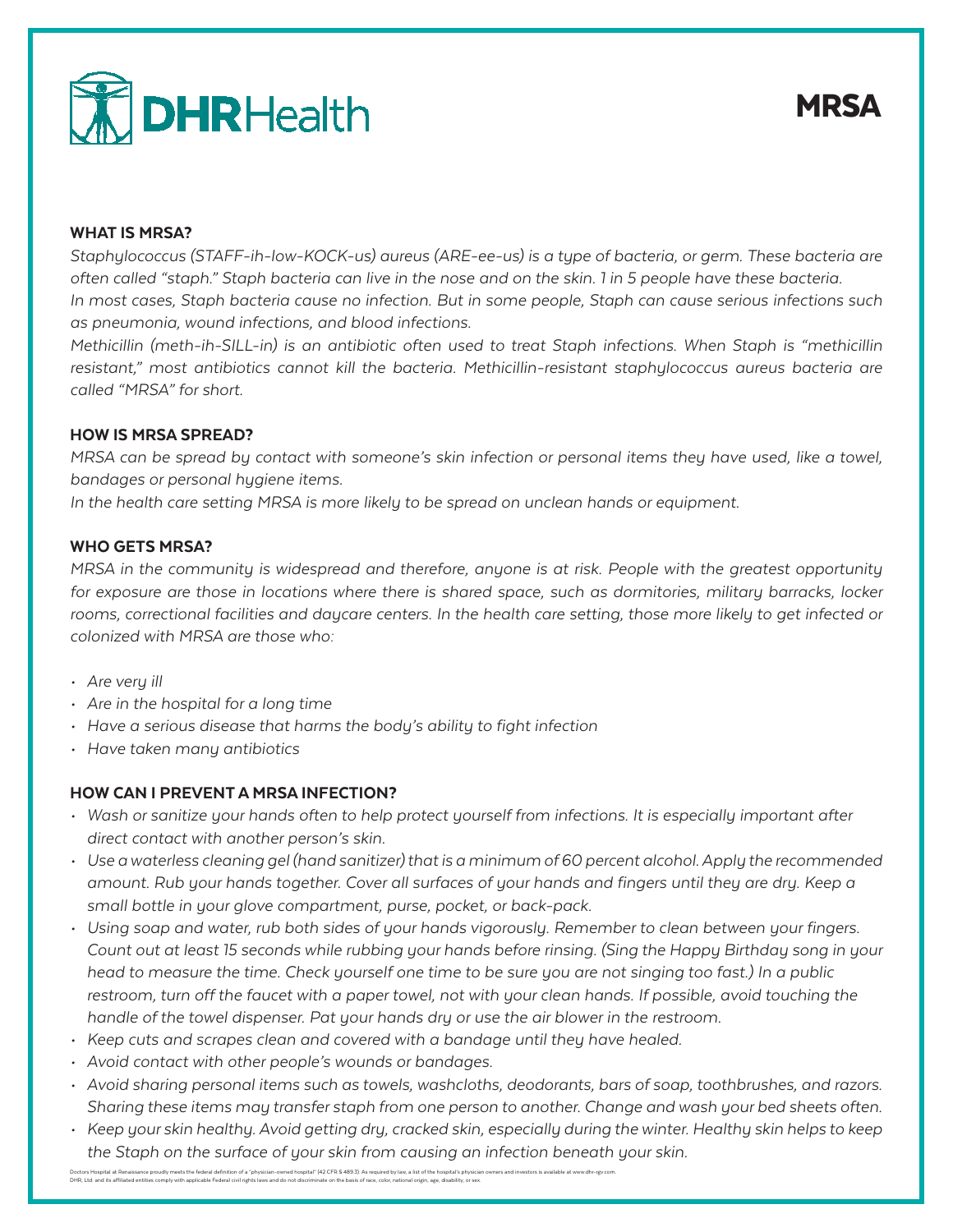DHRHealth

# MRSA

## WHAT IS MRSA?

*Staphylococcus (STAFF-ih-low-KOCK-us) aureus (ARE-ee-us) is a type of bacteria, or germ. These bacteria are often called "staph." Staph bacteria can live in the nose and on the skin. 1 in 5 people have these bacteria.*

*In most cases, Staph bacteria cause no infection. But in some people, Staph can cause serious infections such as pneumonia, wound infections, and blood infections.*

*Methicillin (meth-ih-SILL-in) is an antibiotic often used to treat Staph infections. When Staph is "methicillin resistant," most antibiotics cannot kill the bacteria. Methicillin-resistant staphylococcus aureus bacteria are called "MRSA" for short.*

## HOW IS MRSA SPREAD?

*MRSA can be spread by contact with someone's skin infection or personal items they have used, like a towel, bandages or personal hygiene items.*

*In the health care setting MRSA is more likely to be spread on unclean hands or equipment.*

## WHO GETS MRSA?

*MRSA in the community is widespread and therefore, anyone is at risk. People with the greatest opportunity for exposure are those in locations where there is shared space, such as dormitories, military barracks, locker rooms, correctional facilities and daycare centers. In the health care setting, those more likely to get infected or colonized with MRSA are those who:*

- *Are very ill*
- *Are in the hospital for a long time*
- *Have a serious disease that harms the body's ability to fight infection*
- *Have taken many antibiotics*

## HOW CAN I PREVENT A MRSA INFECTION?

- *Wash or sanitize your hands often to help protect yourself from infections. It is especially important after direct contact with another person's skin.*
- *Use a waterless cleaning gel (hand sanitizer) that is a minimum of 60 percent alcohol. Apply the recommended amount. Rub your hands together. Cover all surfaces of your hands and fingers until they are dry. Keep a small bottle in your glove compartment, purse, pocket, or back-pack.*
- *Using soap and water, rub both sides of your hands vigorously. Remember to clean between your fingers. Count out at least 15 seconds while rubbing your hands before rinsing. (Sing the Happy Birthday song in your head to measure the time. Check yourself one time to be sure you are not singing too fast.) In a public restroom, turn off the faucet with a paper towel, not with your clean hands. If possible, avoid touching the handle of the towel dispenser. Pat your hands dry or use the air blower in the restroom.*
- *Keep cuts and scrapes clean and covered with a bandage until they have healed.*
- *Avoid contact with other people's wounds or bandages.*
- *Avoid sharing personal items such as towels, washcloths, deodorants, bars of soap, toothbrushes, and razors. Sharing these items may transfer staph from one person to another. Change and wash your bed sheets often.*
- *Keep your skin healthy. Avoid getting dry, cracked skin, especially during the winter. Healthy skin helps to keep the Staph on the surface of your skin from causing an infection beneath your skin.*

Doctors Hospital at Renaissance proudly meets the federal definition of a "physician-owned hospital" (42 CFR § 489.3). As required by law, a list of the hospital's physician owners and investors is available at www.dhr-rgv.com.
DHR, Ltd. and its affiliated entities comply with applicable Federal civil rights laws and do not discriminate on the basis of race, color, national origin, age, disability, or sex.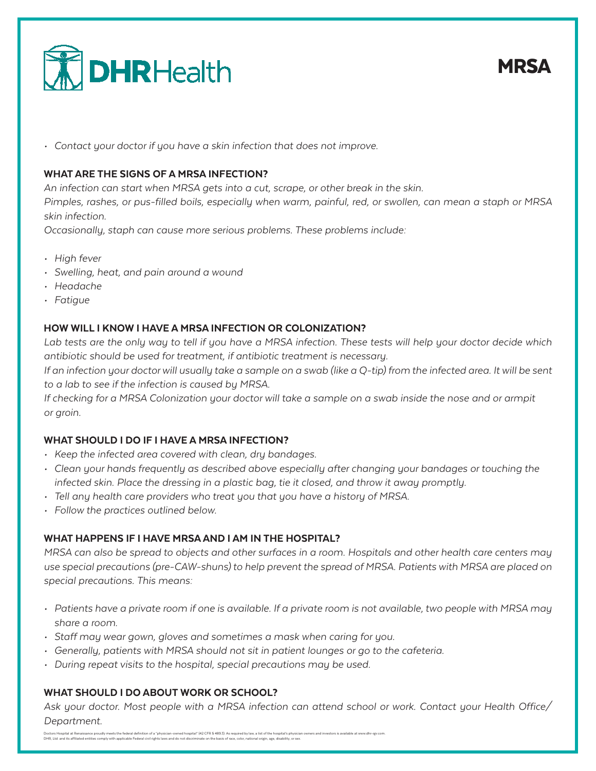- *Contact your doctor if you have a skin infection that does not improve.*

### WHAT ARE THE SIGNS OF A MRSA INFECTION?

*An infection can start when MRSA gets into a cut, scrape, or other break in the skin.*
*Pimples, rashes, or pus-filled boils, especially when warm, painful, red, or swollen, can mean a staph or MRSA skin infection.*
*Occasionally, staph can cause more serious problems. These problems include:*

- *High fever*
- *Swelling, heat, and pain around a wound*
- *Headache*
- *Fatigue*

### HOW WILL I KNOW I HAVE A MRSA INFECTION OR COLONIZATION?

*Lab tests are the only way to tell if you have a MRSA infection. These tests will help your doctor decide which antibiotic should be used for treatment, if antibiotic treatment is necessary.*
*If an infection your doctor will usually take a sample on a swab (like a Q-tip) from the infected area. It will be sent to a lab to see if the infection is caused by MRSA.*
*If checking for a MRSA Colonization your doctor will take a sample on a swab inside the nose and or armpit or groin.*

### WHAT SHOULD I DO IF I HAVE A MRSA INFECTION?

- *Keep the infected area covered with clean, dry bandages.*
- *Clean your hands frequently as described above especially after changing your bandages or touching the infected skin. Place the dressing in a plastic bag, tie it closed, and throw it away promptly.*
- *Tell any health care providers who treat you that you have a history of MRSA.*
- *Follow the practices outlined below.*

### WHAT HAPPENS IF I HAVE MRSA AND I AM IN THE HOSPITAL?

*MRSA can also be spread to objects and other surfaces in a room. Hospitals and other health care centers may use special precautions (pre-CAW-shuns) to help prevent the spread of MRSA. Patients with MRSA are placed on special precautions. This means:*

- *Patients have a private room if one is available. If a private room is not available, two people with MRSA may share a room.*
- *Staff may wear gown, gloves and sometimes a mask when caring for you.*
- *Generally, patients with MRSA should not sit in patient lounges or go to the cafeteria.*
- *During repeat visits to the hospital, special precautions may be used.*

### WHAT SHOULD I DO ABOUT WORK OR SCHOOL?

*Ask your doctor. Most people with a MRSA infection can attend school or work. Contact your Health Office/ Department.*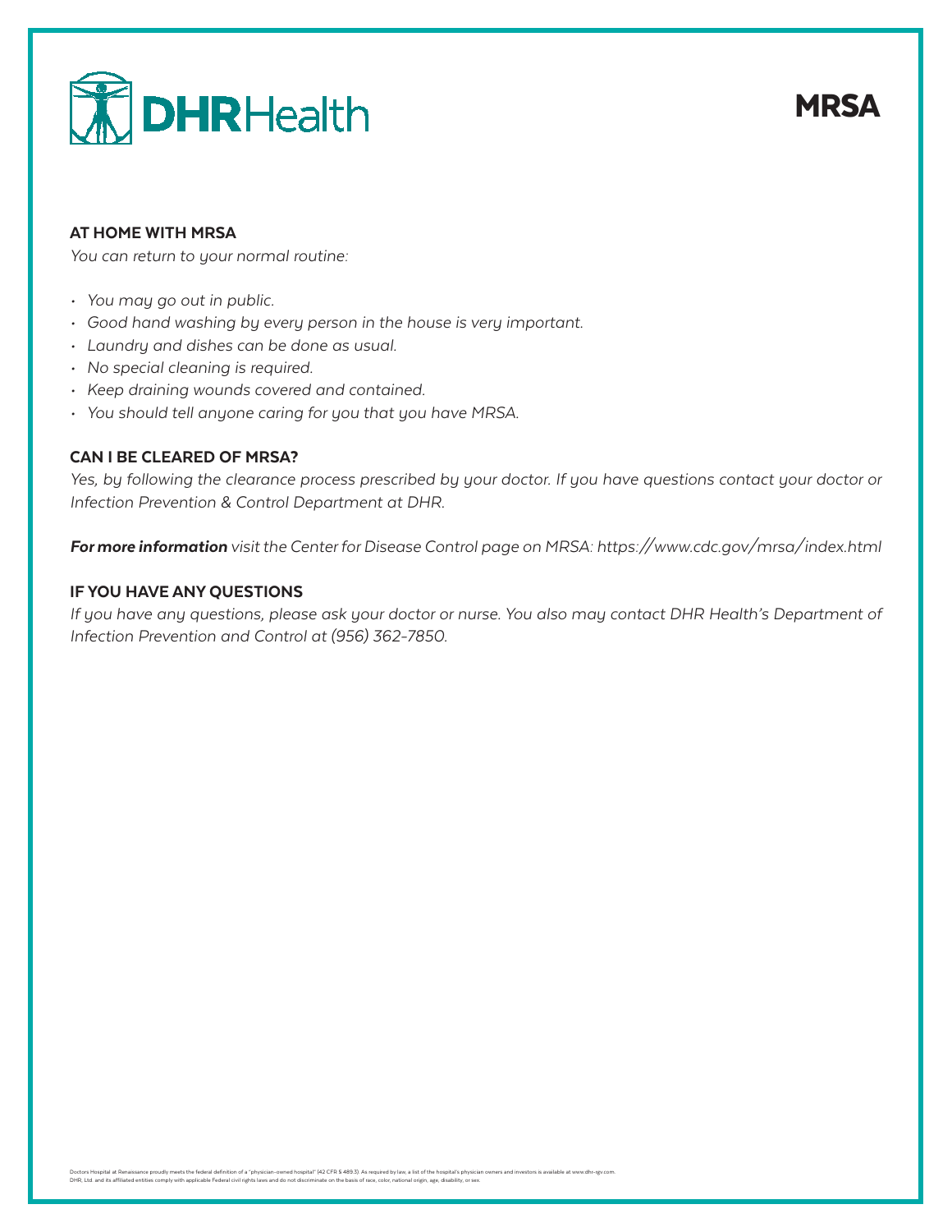# MRSA

## AT HOME WITH MRSA

*You can return to your normal routine:*

- *You may go out in public.*
- *Good hand washing by every person in the house is very important.*
- *Laundry and dishes can be done as usual.*
- *No special cleaning is required.*
- *Keep draining wounds covered and contained.*
- *You should tell anyone caring for you that you have MRSA.*

## CAN I BE CLEARED OF MRSA?

*Yes, by following the clearance process prescribed by your doctor. If you have questions contact your doctor or Infection Prevention & Control Department at DHR.*

***For more information** visit the Center for Disease Control page on MRSA: https://www.cdc.gov/mrsa/index.html*

## IF YOU HAVE ANY QUESTIONS

*If you have any questions, please ask your doctor or nurse. You also may contact DHR Health's Department of Infection Prevention and Control at (956) 362-7850.*

Doctors Hospital at Renaissance proudly meets the federal definition of a "physician-owned hospital" (42 CFR § 489.3). As required by law, a list of the hospital's physician owners and investors is available at www.dhr-rgv.com.
DHR, Ltd. and its affiliated entities comply with applicable Federal civil rights laws and do not discriminate on the basis of race, color, national origin, age, disability, or sex.